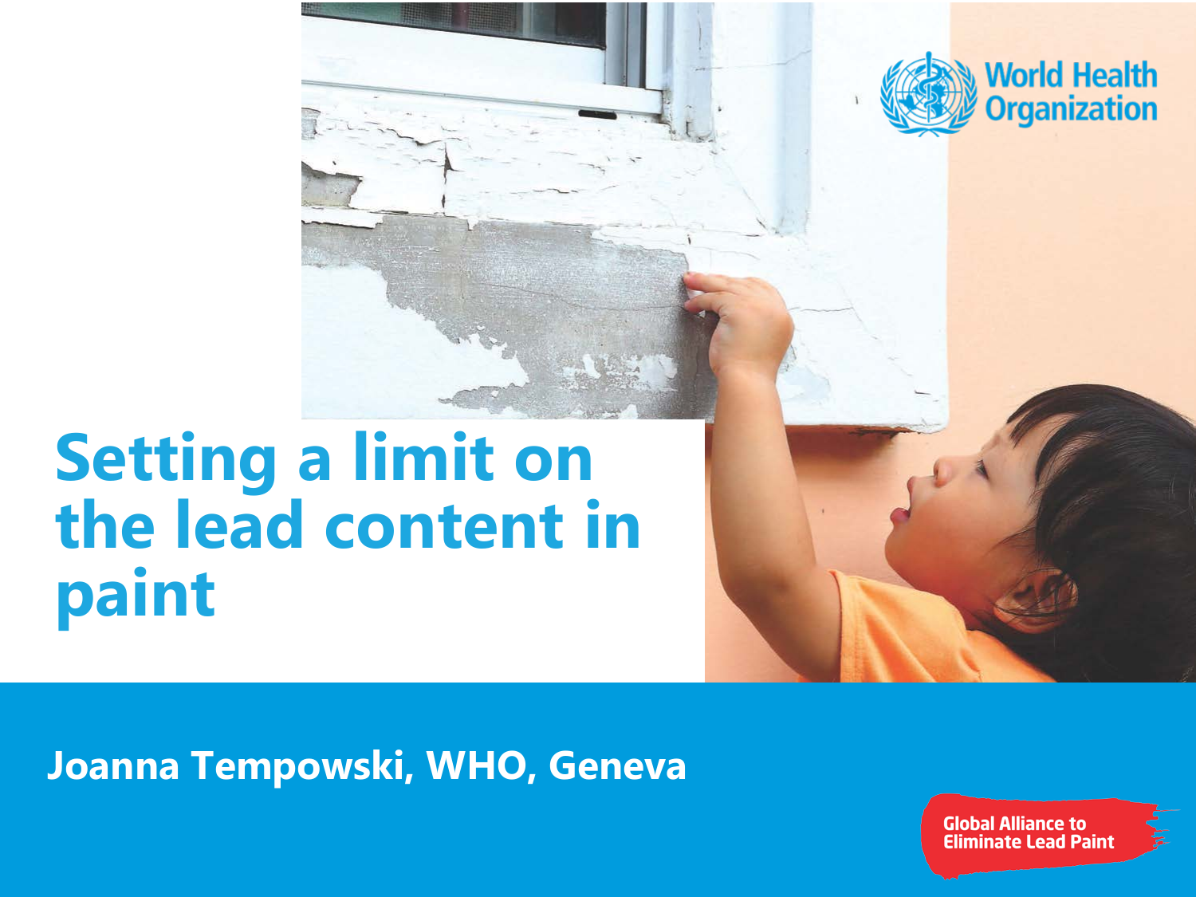# Setting a limit on the lead content in paint

Joanna Tempowski, WHO, Geneva

World Health Organization

Global Alliance to Eliminate Lead Paint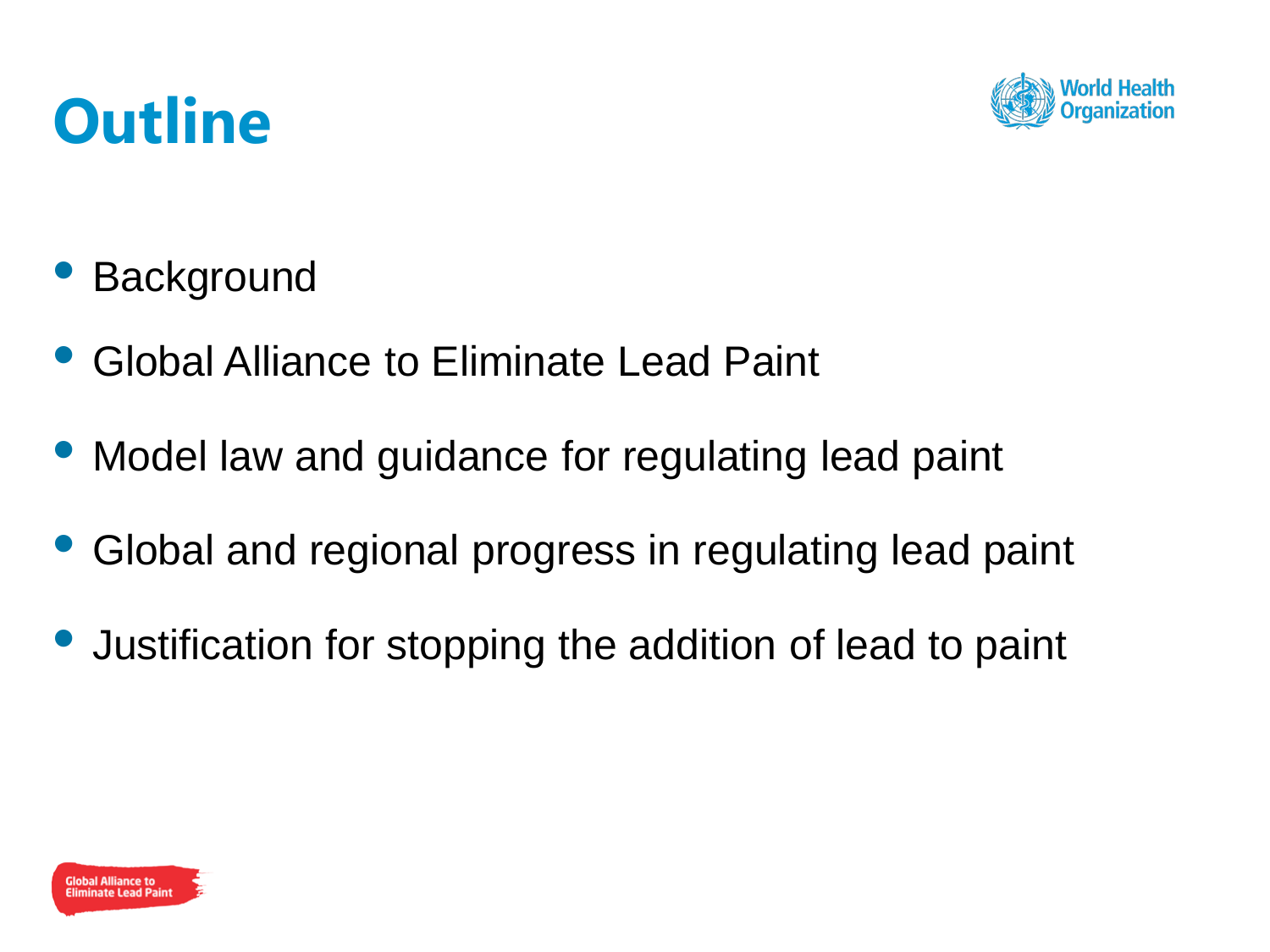# Outline

- Background
- Global Alliance to Eliminate Lead Paint
- Model law and guidance for regulating lead paint
- Global and regional progress in regulating lead paint
- Justification for stopping the addition of lead to paint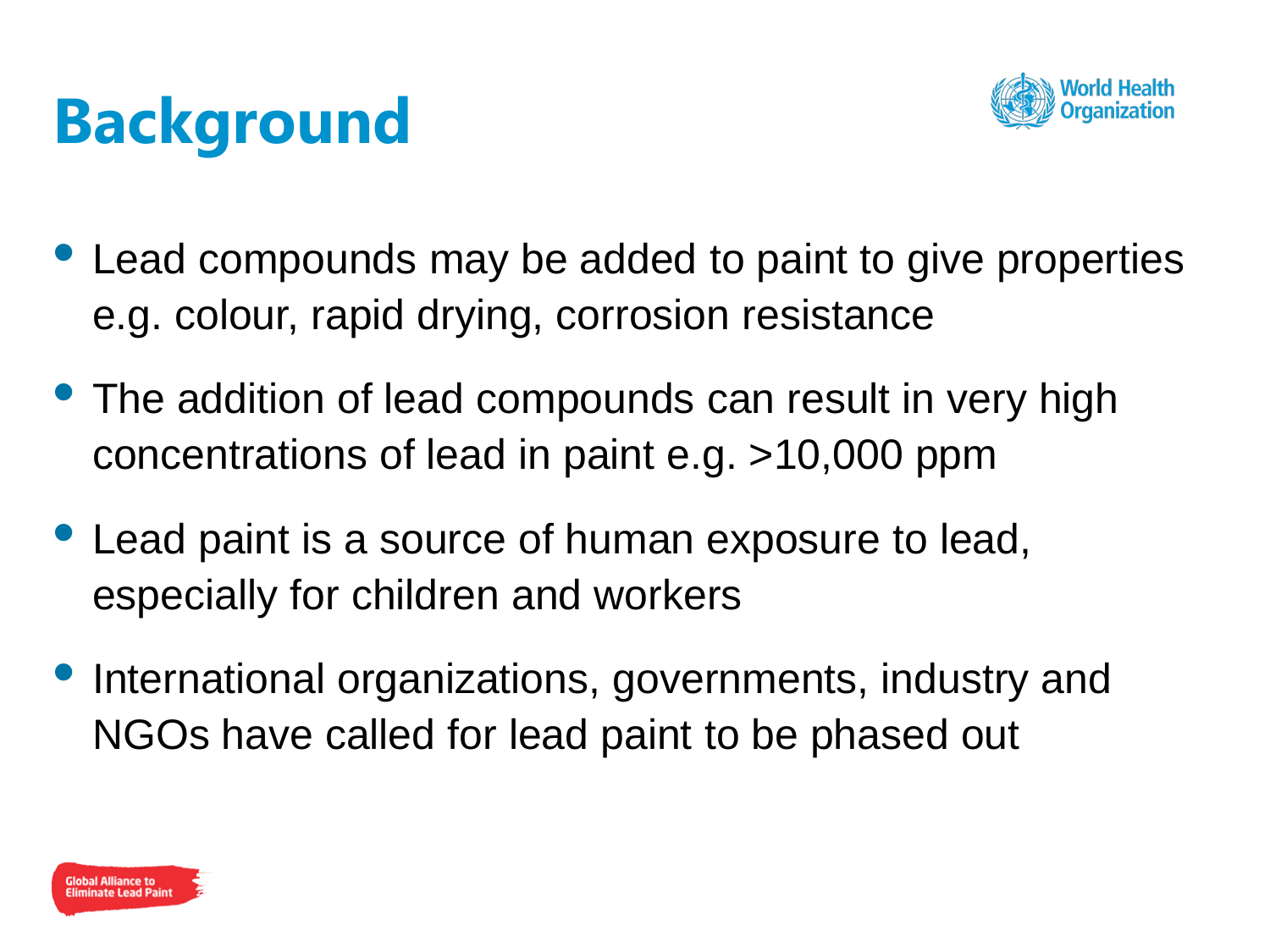# Background

- Lead compounds may be added to paint to give properties e.g. colour, rapid drying, corrosion resistance
- The addition of lead compounds can result in very high concentrations of lead in paint e.g. >10,000 ppm
- Lead paint is a source of human exposure to lead, especially for children and workers
- International organizations, governments, industry and NGOs have called for lead paint to be phased out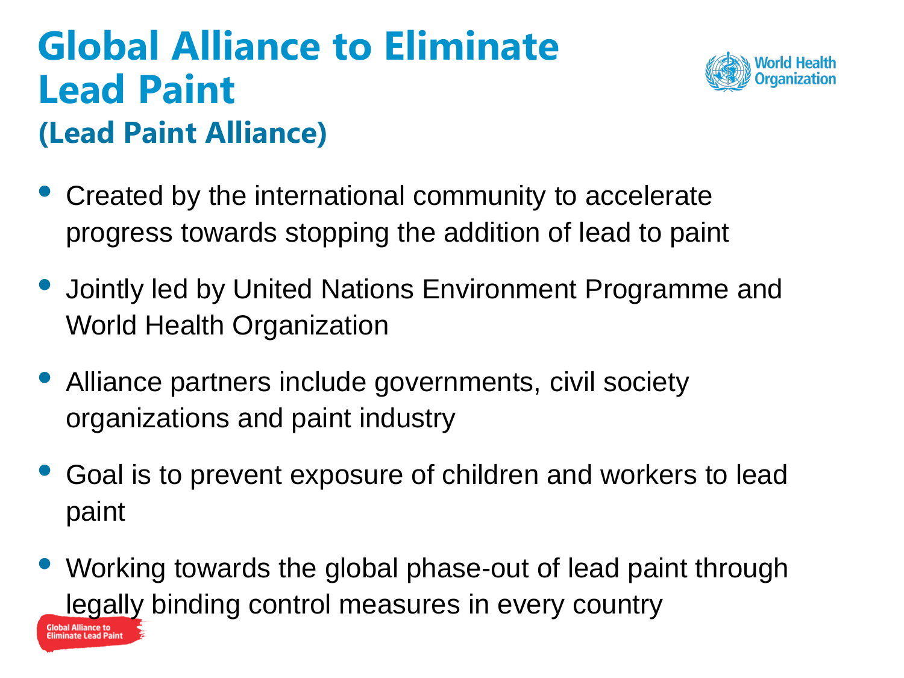# Global Alliance to Eliminate Lead Paint

## (Lead Paint Alliance)

- Created by the international community to accelerate progress towards stopping the addition of lead to paint
- Jointly led by United Nations Environment Programme and World Health Organization
- Alliance partners include governments, civil society organizations and paint industry
- Goal is to prevent exposure of children and workers to lead paint
- Working towards the global phase-out of lead paint through legally binding control measures in every country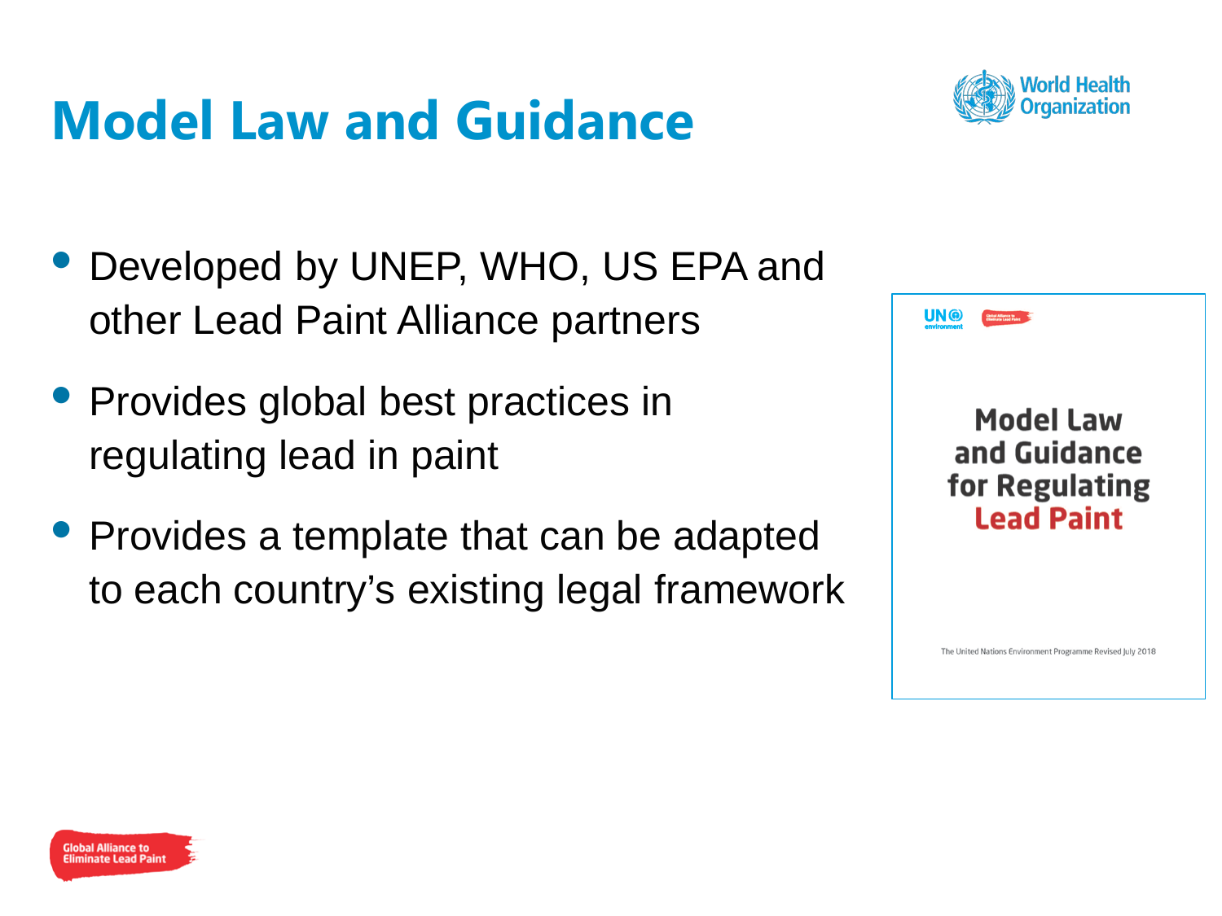# Model Law and Guidance

- Developed by UNEP, WHO, US EPA and other Lead Paint Alliance partners
- Provides global best practices in regulating lead in paint
- Provides a template that can be adapted to each country's existing legal framework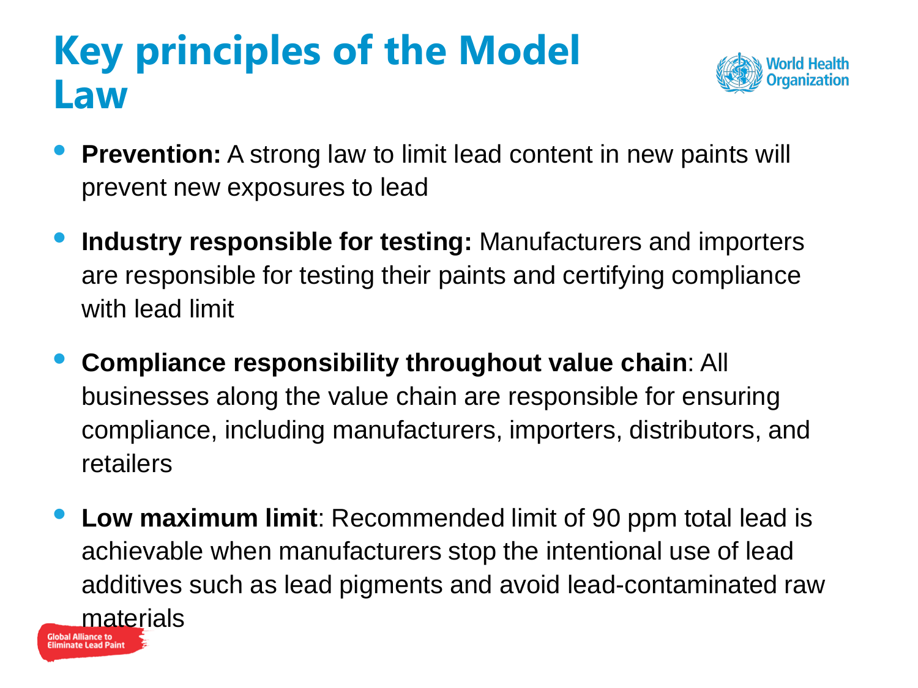# Key principles of the Model Law

- **Prevention:** A strong law to limit lead content in new paints will prevent new exposures to lead
- **Industry responsible for testing:** Manufacturers and importers are responsible for testing their paints and certifying compliance with lead limit
- **Compliance responsibility throughout value chain**: All businesses along the value chain are responsible for ensuring compliance, including manufacturers, importers, distributors, and retailers
- **Low maximum limit**: Recommended limit of 90 ppm total lead is achievable when manufacturers stop the intentional use of lead additives such as lead pigments and avoid lead-contaminated raw materials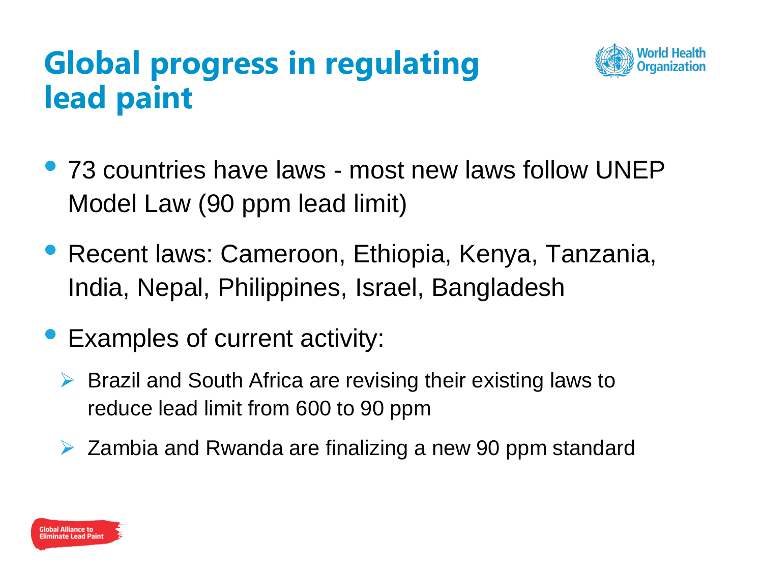# Global progress in regulating lead paint

- 73 countries have laws - most new laws follow UNEP Model Law (90 ppm lead limit)
- Recent laws: Cameroon, Ethiopia, Kenya, Tanzania, India, Nepal, Philippines, Israel, Bangladesh
- Examples of current activity:
  - Brazil and South Africa are revising their existing laws to reduce lead limit from 600 to 90 ppm
  - Zambia and Rwanda are finalizing a new 90 ppm standard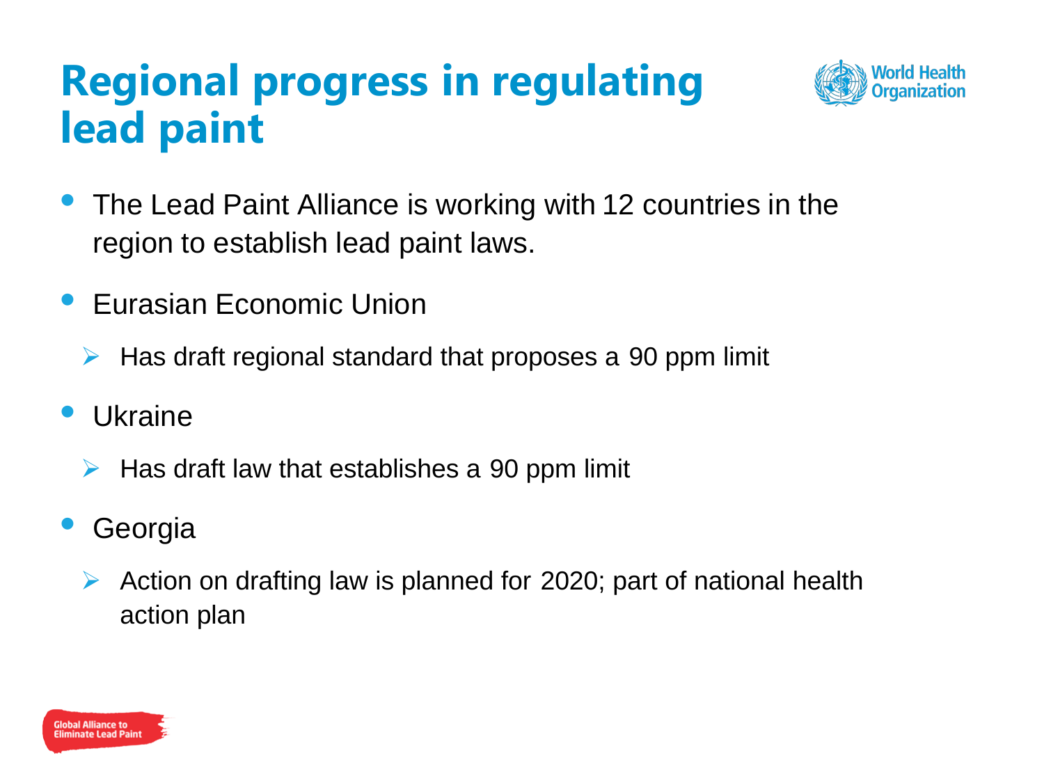# Regional progress in regulating lead paint

- The Lead Paint Alliance is working with 12 countries in the region to establish lead paint laws.
- Eurasian Economic Union
  - Has draft regional standard that proposes a 90 ppm limit
- Ukraine
  - Has draft law that establishes a 90 ppm limit
- Georgia
  - Action on drafting law is planned for 2020; part of national health action plan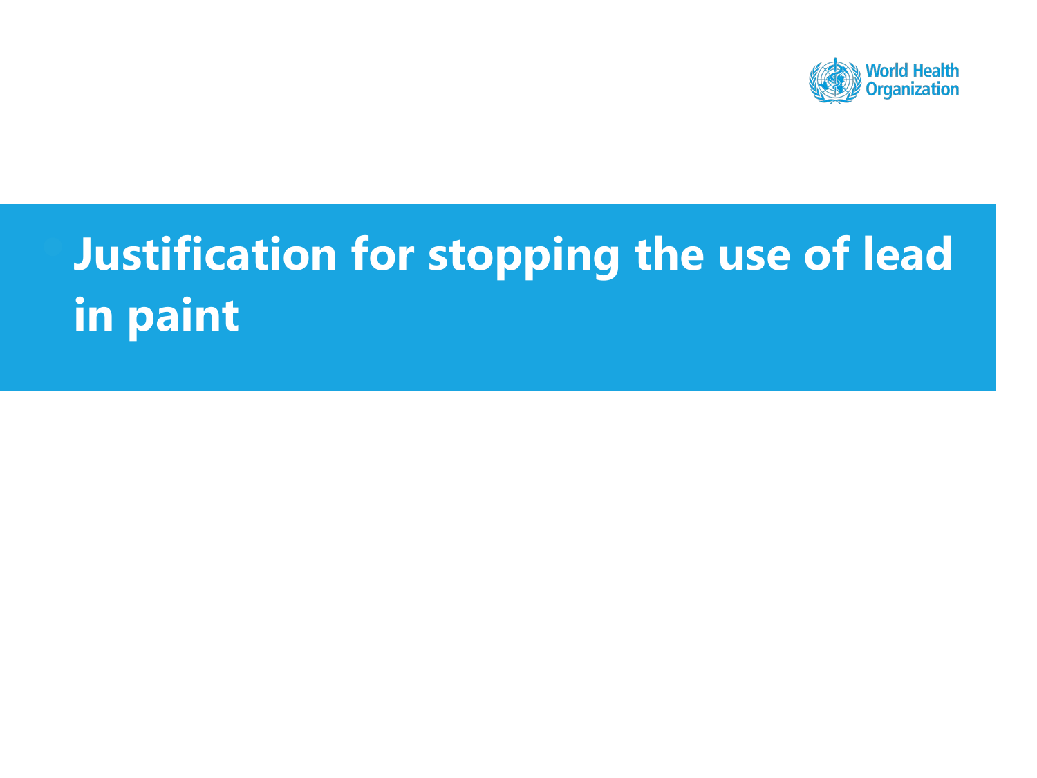# Justification for stopping the use of lead in paint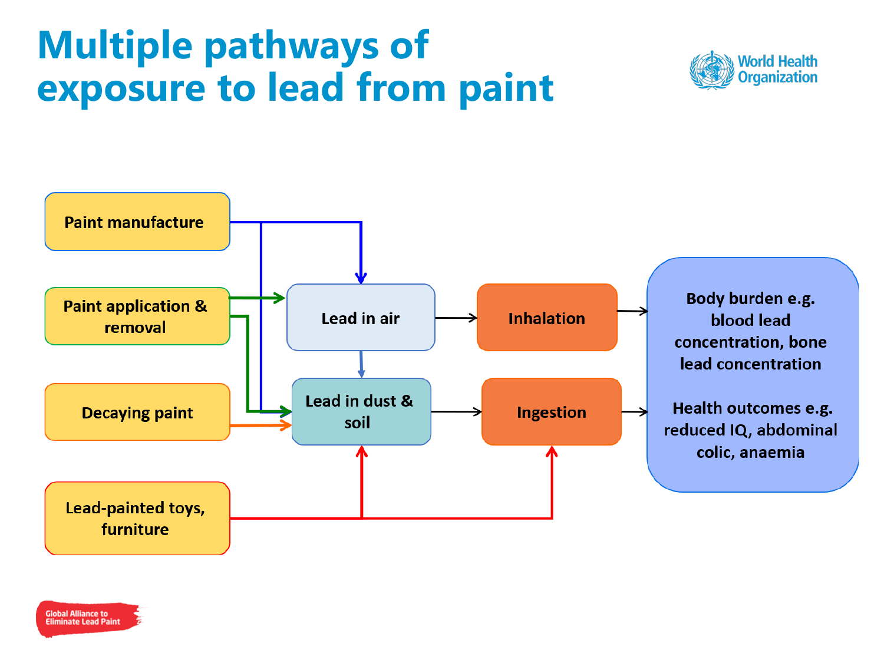# Multiple pathways of exposure to lead from paint

Paint manufacture

Paint application & removal

Decaying paint

Lead-painted toys, furniture

Lead in air

Lead in dust & soil

Inhalation

Ingestion

Body burden e.g. blood lead concentration, bone lead concentration

Health outcomes e.g. reduced IQ, abdominal colic, anaemia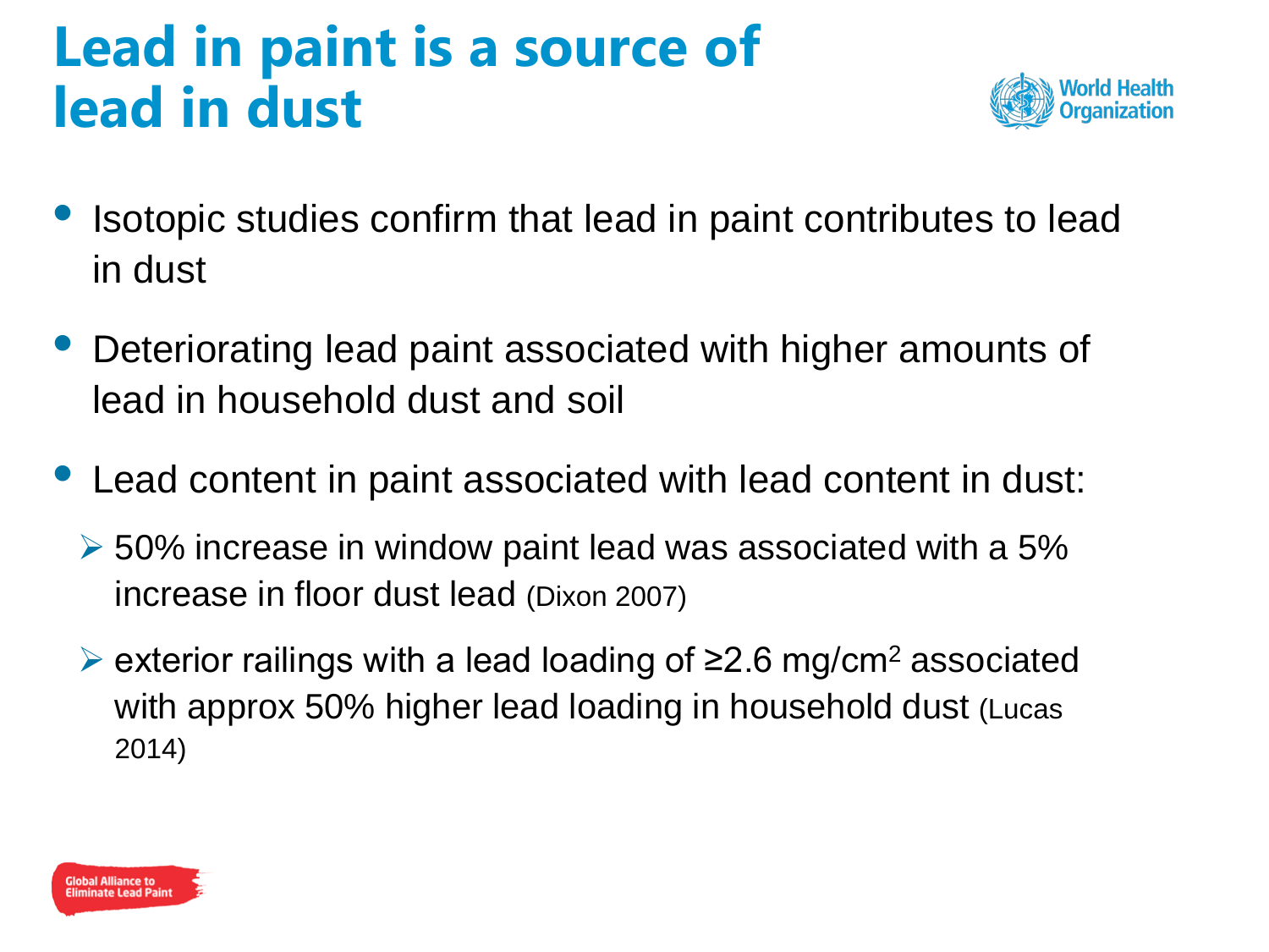# Lead in paint is a source of lead in dust

- Isotopic studies confirm that lead in paint contributes to lead in dust
- Deteriorating lead paint associated with higher amounts of lead in household dust and soil
- Lead content in paint associated with lead content in dust:
  - 50% increase in window paint lead was associated with a 5% increase in floor dust lead (Dixon 2007)
  - exterior railings with a lead loading of ≥2.6 mg/cm$^2$ associated with approx 50% higher lead loading in household dust (Lucas 2014)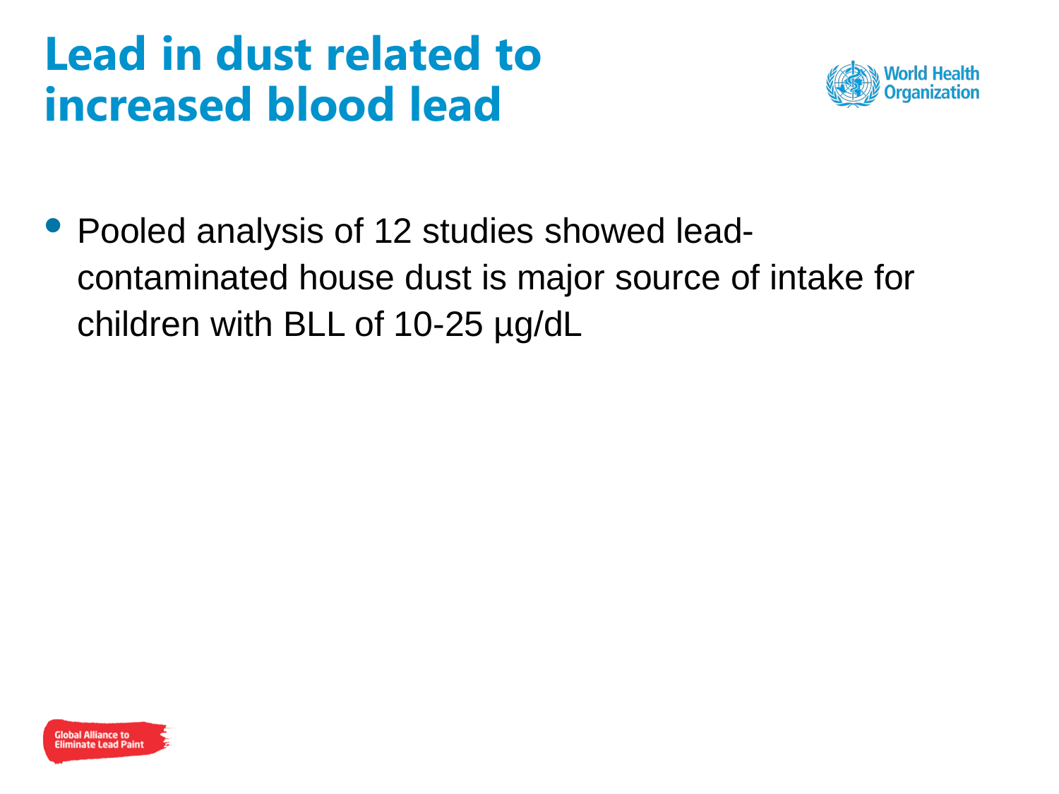# Lead in dust related to increased blood lead

- Pooled analysis of 12 studies showed lead-contaminated house dust is major source of intake for children with BLL of 10-25 µg/dL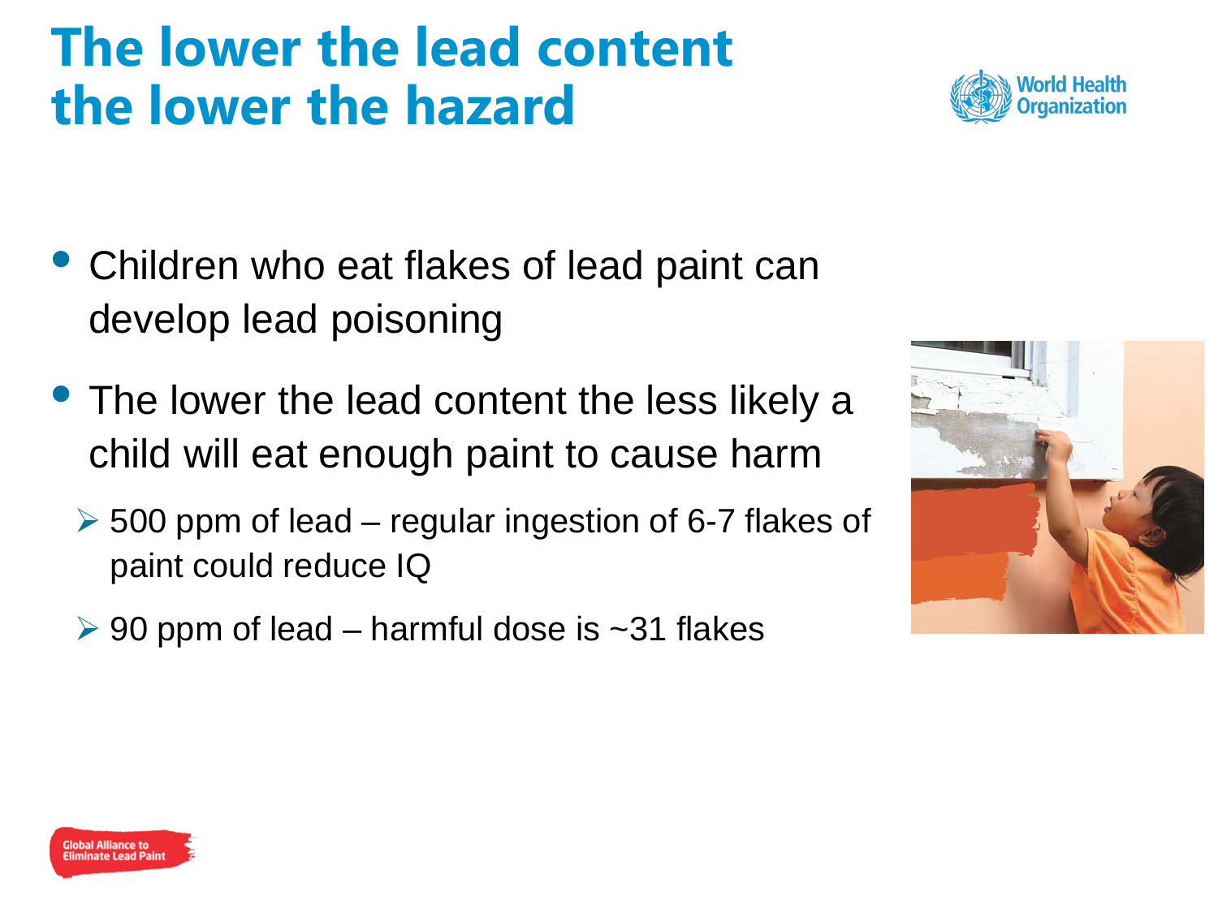# The lower the lead content the lower the hazard

- Children who eat flakes of lead paint can develop lead poisoning
- The lower the lead content the less likely a child will eat enough paint to cause harm
  - 500 ppm of lead – regular ingestion of 6-7 flakes of paint could reduce IQ
  - 90 ppm of lead – harmful dose is ~31 flakes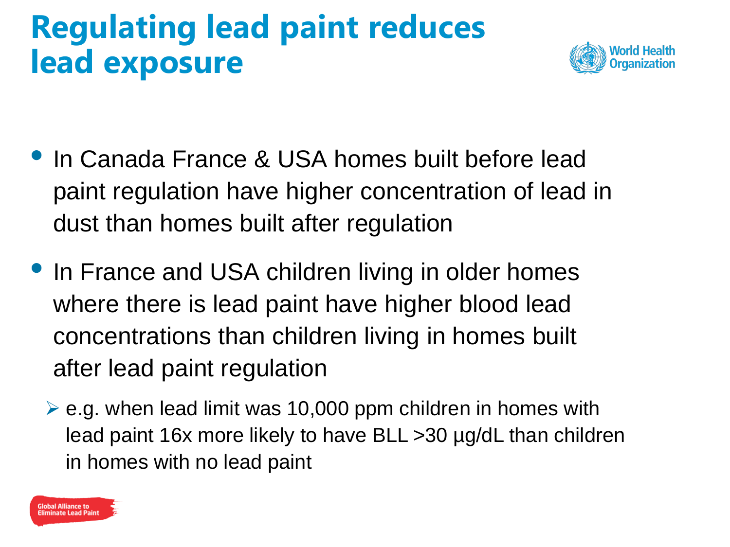# Regulating lead paint reduces lead exposure

- In Canada France & USA homes built before lead paint regulation have higher concentration of lead in dust than homes built after regulation
- In France and USA children living in older homes where there is lead paint have higher blood lead concentrations than children living in homes built after lead paint regulation
  - e.g. when lead limit was 10,000 ppm children in homes with lead paint 16x more likely to have BLL >30 µg/dL than children in homes with no lead paint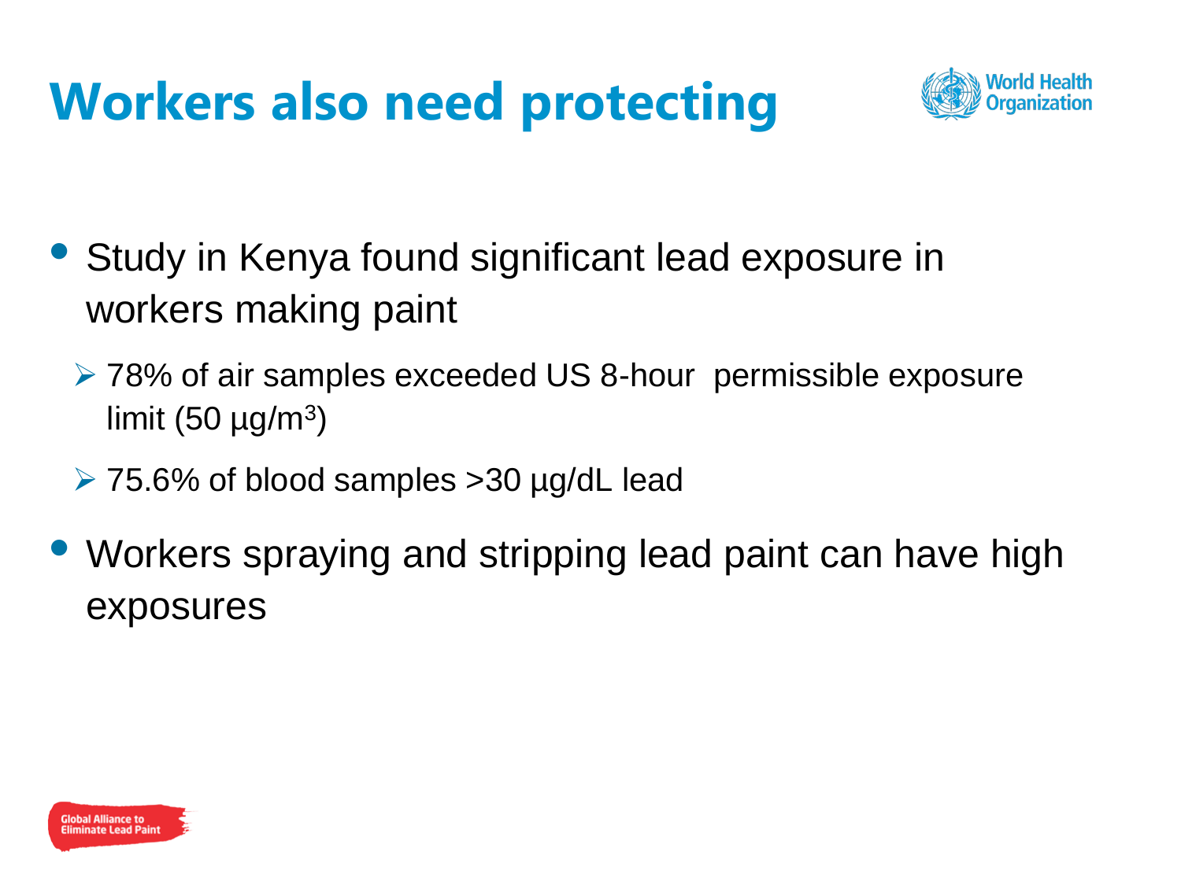# Workers also need protecting

- Study in Kenya found significant lead exposure in workers making paint
  - 78% of air samples exceeded US 8-hour permissible exposure limit (50 µg/$m^3$)
  - 75.6% of blood samples >30 µg/dL lead
- Workers spraying and stripping lead paint can have high exposures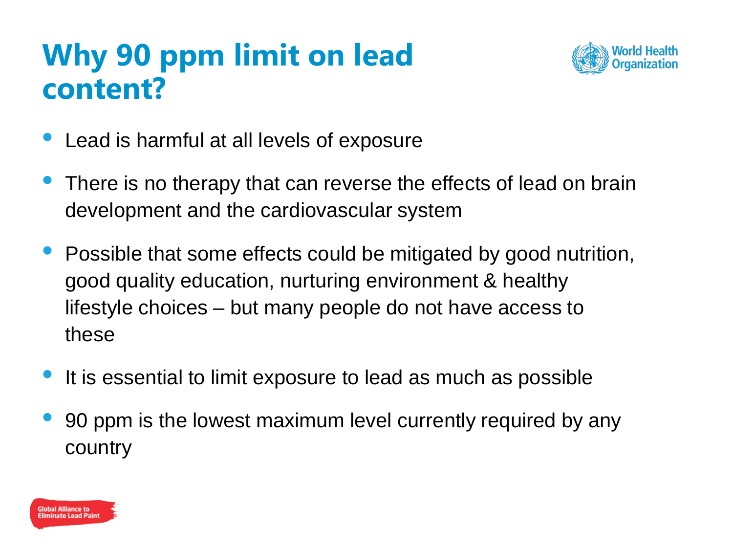# Why 90 ppm limit on lead content?

- Lead is harmful at all levels of exposure
- There is no therapy that can reverse the effects of lead on brain development and the cardiovascular system
- Possible that some effects could be mitigated by good nutrition, good quality education, nurturing environment & healthy lifestyle choices – but many people do not have access to these
- It is essential to limit exposure to lead as much as possible
- 90 ppm is the lowest maximum level currently required by any country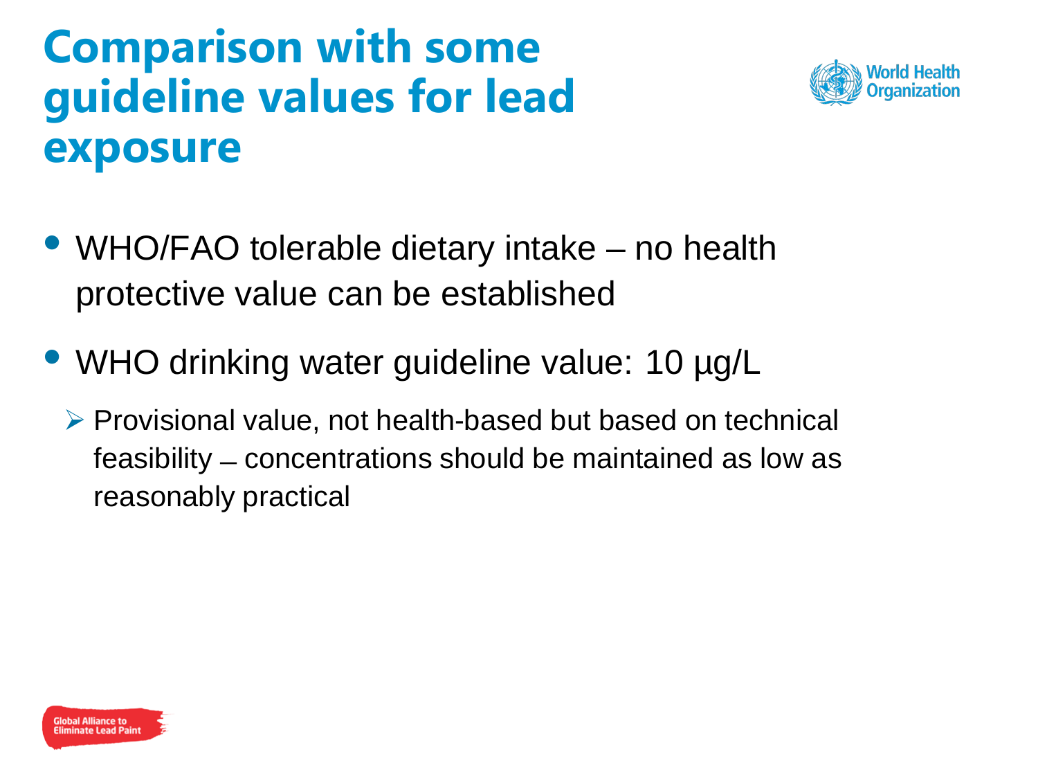# Comparison with some guideline values for lead exposure

- WHO/FAO tolerable dietary intake – no health protective value can be established
- WHO drinking water guideline value: 10 µg/L
  - Provisional value, not health-based but based on technical feasibility – concentrations should be maintained as low as reasonably practical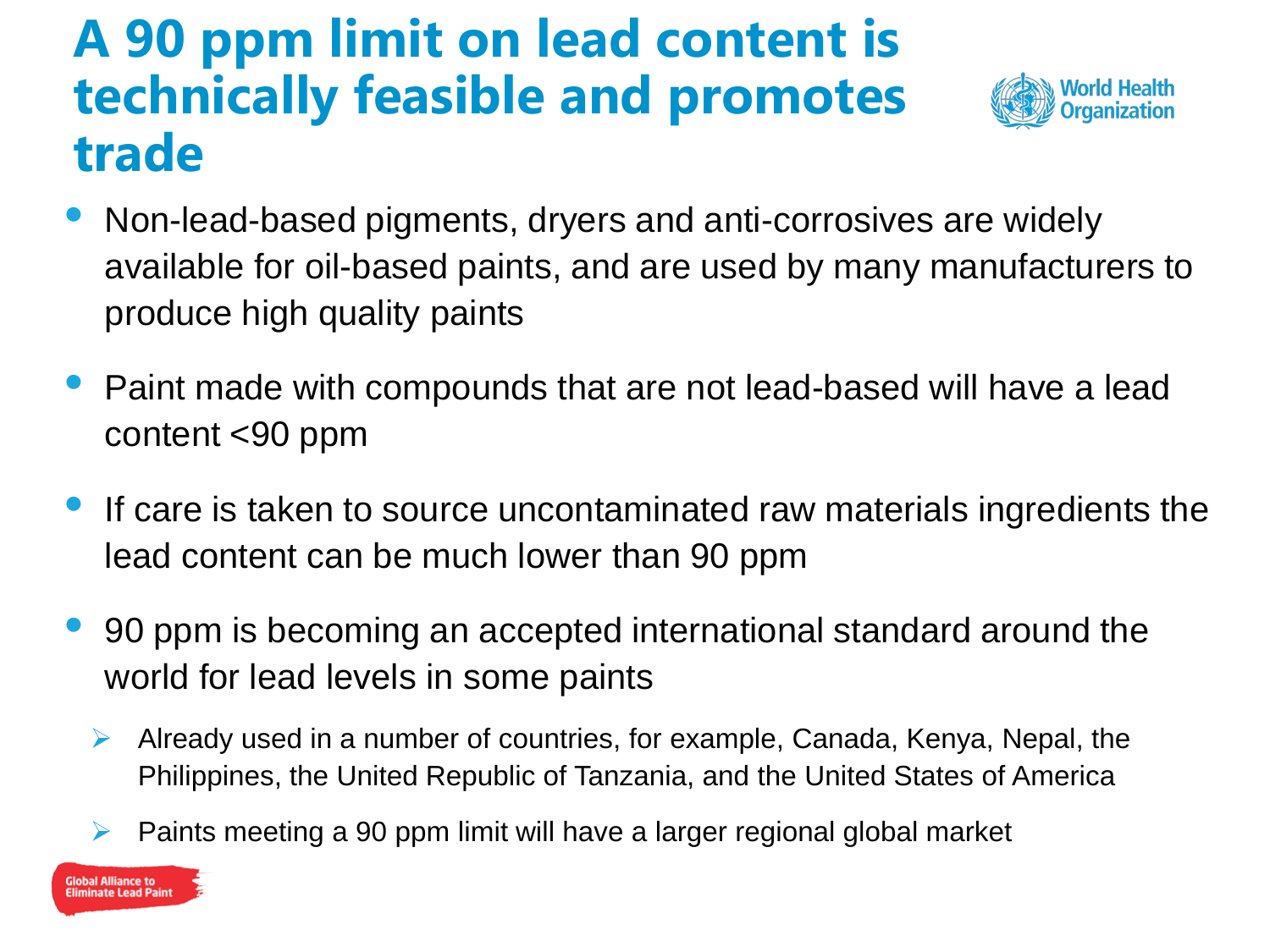# A 90 ppm limit on lead content is technically feasible and promotes trade

- Non-lead-based pigments, dryers and anti-corrosives are widely available for oil-based paints, and are used by many manufacturers to produce high quality paints
- Paint made with compounds that are not lead-based will have a lead content <90 ppm
- If care is taken to source uncontaminated raw materials ingredients the lead content can be much lower than 90 ppm
- 90 ppm is becoming an accepted international standard around the world for lead levels in some paints
  - Already used in a number of countries, for example, Canada, Kenya, Nepal, the Philippines, the United Republic of Tanzania, and the United States of America
  - Paints meeting a 90 ppm limit will have a larger regional global market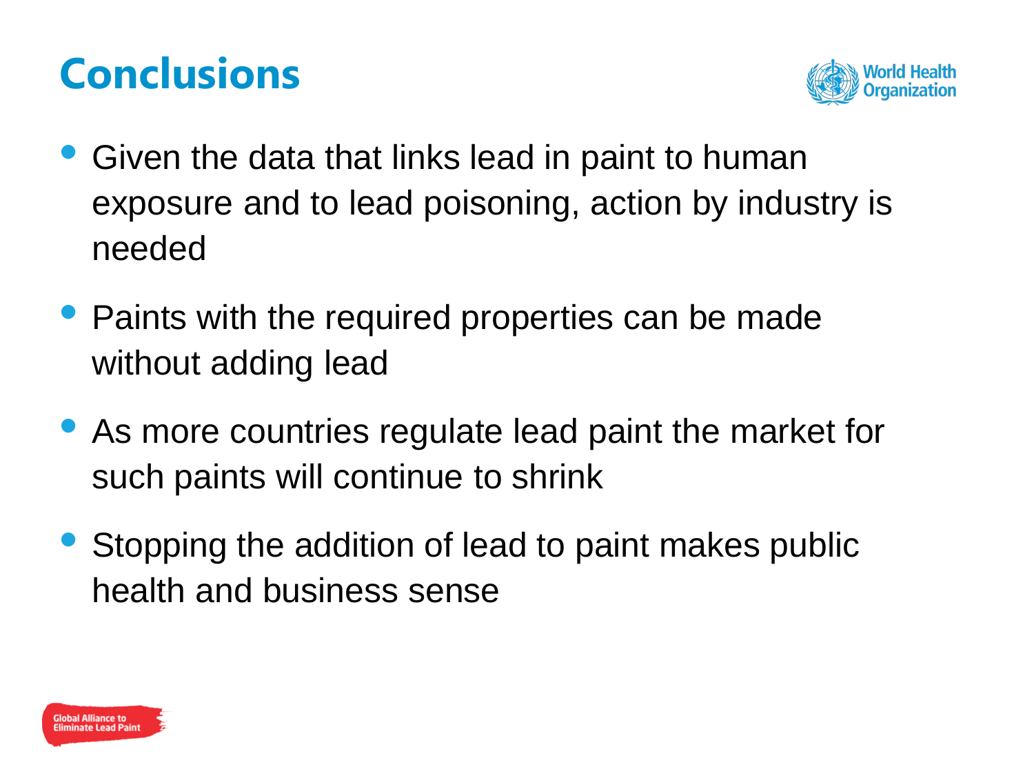# Conclusions

- Given the data that links lead in paint to human exposure and to lead poisoning, action by industry is needed
- Paints with the required properties can be made without adding lead
- As more countries regulate lead paint the market for such paints will continue to shrink
- Stopping the addition of lead to paint makes public health and business sense